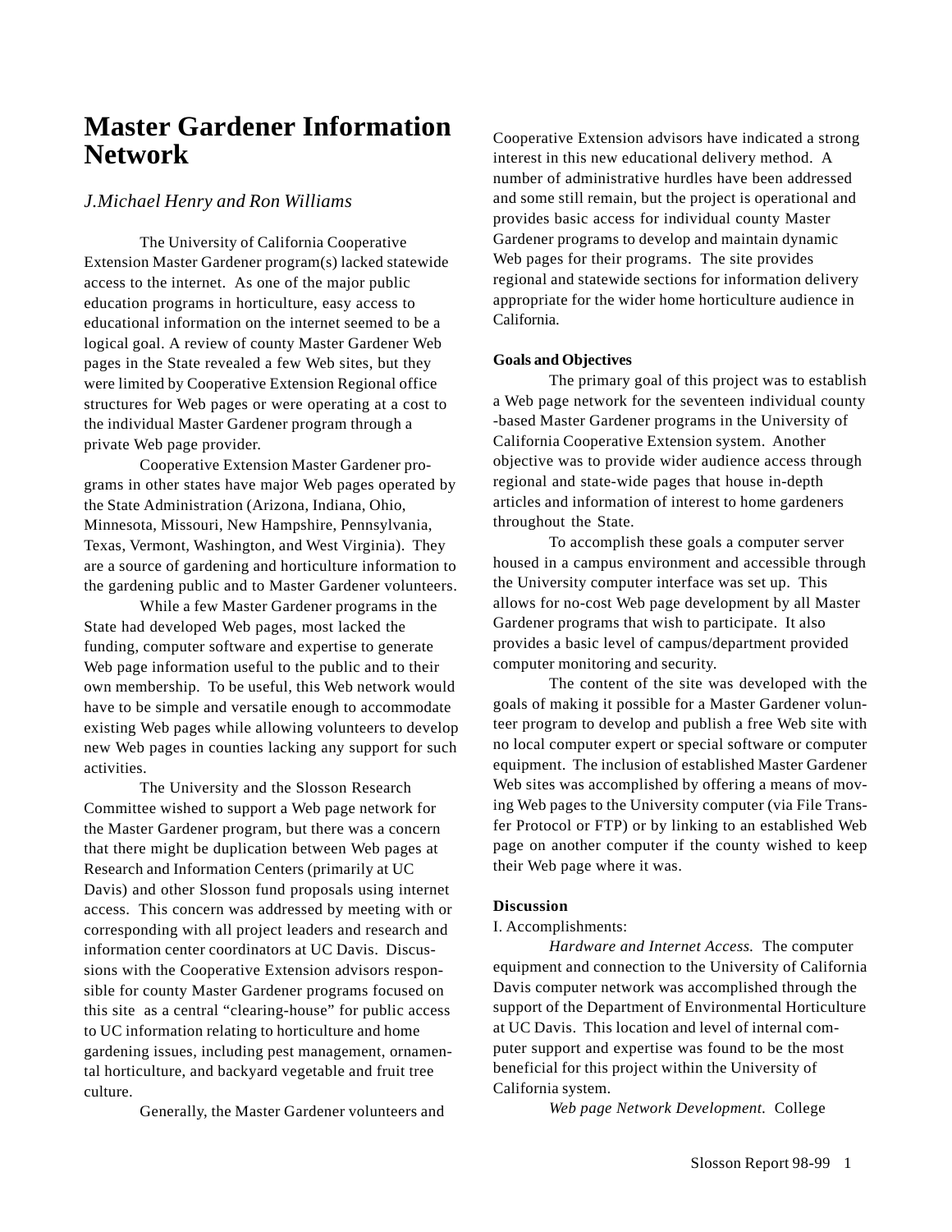# Master Gardener Information Network

*J.Michael Henry and Ron Williams*

The University of California Cooperative Extension Master Gardener program(s) lacked statewide access to the internet. As one of the major public education programs in horticulture, easy access to educational information on the internet seemed to be a logical goal. A review of county Master Gardener Web pages in the State revealed a few Web sites, but they were limited by Cooperative Extension Regional office structures for Web pages or were operating at a cost to the individual Master Gardener program through a private Web page provider.

Cooperative Extension Master Gardener programs in other states have major Web pages operated by the State Administration (Arizona, Indiana, Ohio, Minnesota, Missouri, New Hampshire, Pennsylvania, Texas, Vermont, Washington, and West Virginia). They are a source of gardening and horticulture information to the gardening public and to Master Gardener volunteers.

While a few Master Gardener programs in the State had developed Web pages, most lacked the funding, computer software and expertise to generate Web page information useful to the public and to their own membership. To be useful, this Web network would have to be simple and versatile enough to accommodate existing Web pages while allowing volunteers to develop new Web pages in counties lacking any support for such activities.

The University and the Slosson Research Committee wished to support a Web page network for the Master Gardener program, but there was a concern that there might be duplication between Web pages at Research and Information Centers (primarily at UC Davis) and other Slosson fund proposals using internet access. This concern was addressed by meeting with or corresponding with all project leaders and research and information center coordinators at UC Davis. Discussions with the Cooperative Extension advisors responsible for county Master Gardener programs focused on this site as a central "clearing-house" for public access to UC information relating to horticulture and home gardening issues, including pest management, ornamental horticulture, and backyard vegetable and fruit tree culture.

Generally, the Master Gardener volunteers and Cooperative Extension advisors have indicated a strong interest in this new educational delivery method. A number of administrative hurdles have been addressed and some still remain, but the project is operational and provides basic access for individual county Master Gardener programs to develop and maintain dynamic Web pages for their programs. The site provides regional and statewide sections for information delivery appropriate for the wider home horticulture audience in California.

**Goals and Objectives**

The primary goal of this project was to establish a Web page network for the seventeen individual county -based Master Gardener programs in the University of California Cooperative Extension system. Another objective was to provide wider audience access through regional and state-wide pages that house in-depth articles and information of interest to home gardeners throughout the State.

To accomplish these goals a computer server housed in a campus environment and accessible through the University computer interface was set up. This allows for no-cost Web page development by all Master Gardener programs that wish to participate. It also provides a basic level of campus/department provided computer monitoring and security.

The content of the site was developed with the goals of making it possible for a Master Gardener volunteer program to develop and publish a free Web site with no local computer expert or special software or computer equipment. The inclusion of established Master Gardener Web sites was accomplished by offering a means of moving Web pages to the University computer (via File Transfer Protocol or FTP) or by linking to an established Web page on another computer if the county wished to keep their Web page where it was.

**Discussion**

I. Accomplishments:

*Hardware and Internet Access.* The computer equipment and connection to the University of California Davis computer network was accomplished through the support of the Department of Environmental Horticulture at UC Davis. This location and level of internal computer support and expertise was found to be the most beneficial for this project within the University of California system.

*Web page Network Development.* College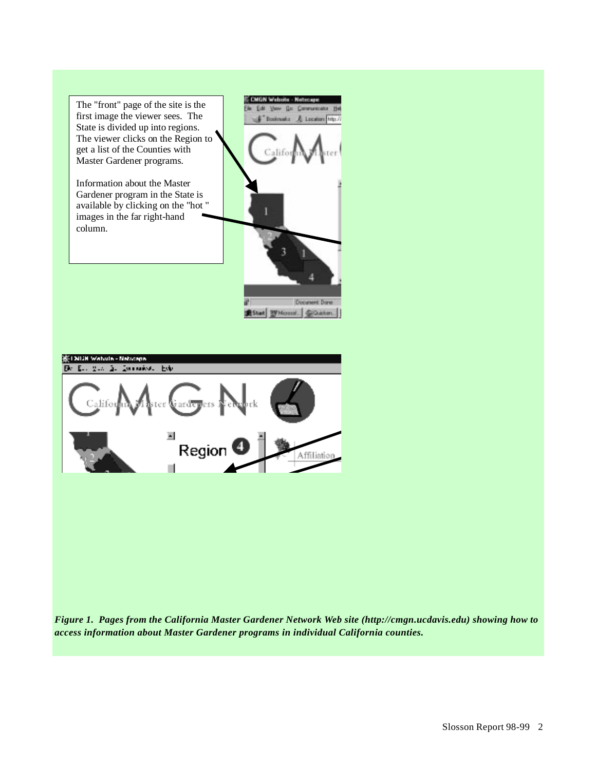The "front" page of the site is the first image the viewer sees. The State is divided up into regions. The viewer clicks on the Region to get a list of the Counties with Master Gardener programs.

Information about the Master Gardener program in the State is available by clicking on the "hot " images in the far right-hand column.

***Figure 1. Pages from the California Master Gardener Network Web site (http://cmgn.ucdavis.edu) showing how to access information about Master Gardener programs in individual California counties.***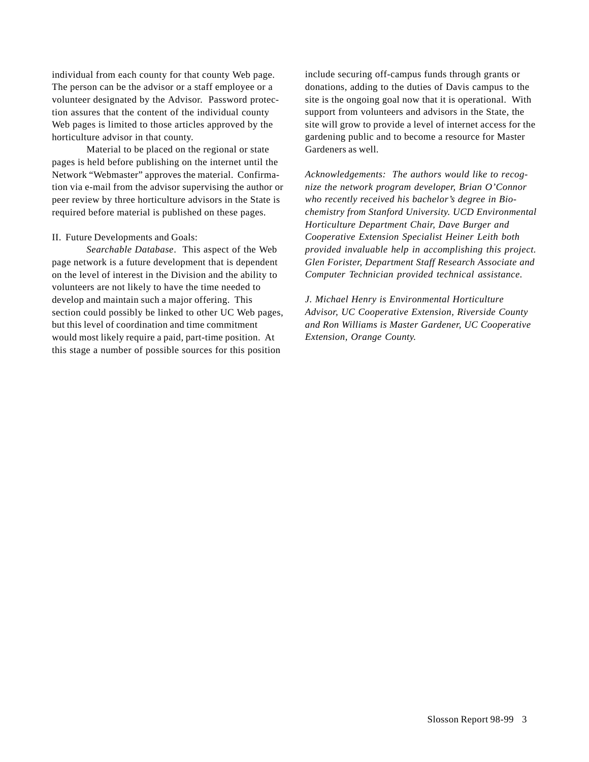individual from each county for that county Web page. The person can be the advisor or a staff employee or a volunteer designated by the Advisor. Password protection assures that the content of the individual county Web pages is limited to those articles approved by the horticulture advisor in that county.

Material to be placed on the regional or state pages is held before publishing on the internet until the Network "Webmaster" approves the material. Confirmation via e-mail from the advisor supervising the author or peer review by three horticulture advisors in the State is required before material is published on these pages.

II. Future Developments and Goals:

*Searchable Database*. This aspect of the Web page network is a future development that is dependent on the level of interest in the Division and the ability to volunteers are not likely to have the time needed to develop and maintain such a major offering. This section could possibly be linked to other UC Web pages, but this level of coordination and time commitment would most likely require a paid, part-time position. At this stage a number of possible sources for this position include securing off-campus funds through grants or donations, adding to the duties of Davis campus to the site is the ongoing goal now that it is operational. With support from volunteers and advisors in the State, the site will grow to provide a level of internet access for the gardening public and to become a resource for Master Gardeners as well.

*Acknowledgements: The authors would like to recognize the network program developer, Brian O'Connor who recently received his bachelor's degree in Biochemistry from Stanford University. UCD Environmental Horticulture Department Chair, Dave Burger and Cooperative Extension Specialist Heiner Leith both provided invaluable help in accomplishing this project. Glen Forister, Department Staff Research Associate and Computer Technician provided technical assistance.*

*J. Michael Henry is Environmental Horticulture Advisor, UC Cooperative Extension, Riverside County and Ron Williams is Master Gardener, UC Cooperative Extension, Orange County.*